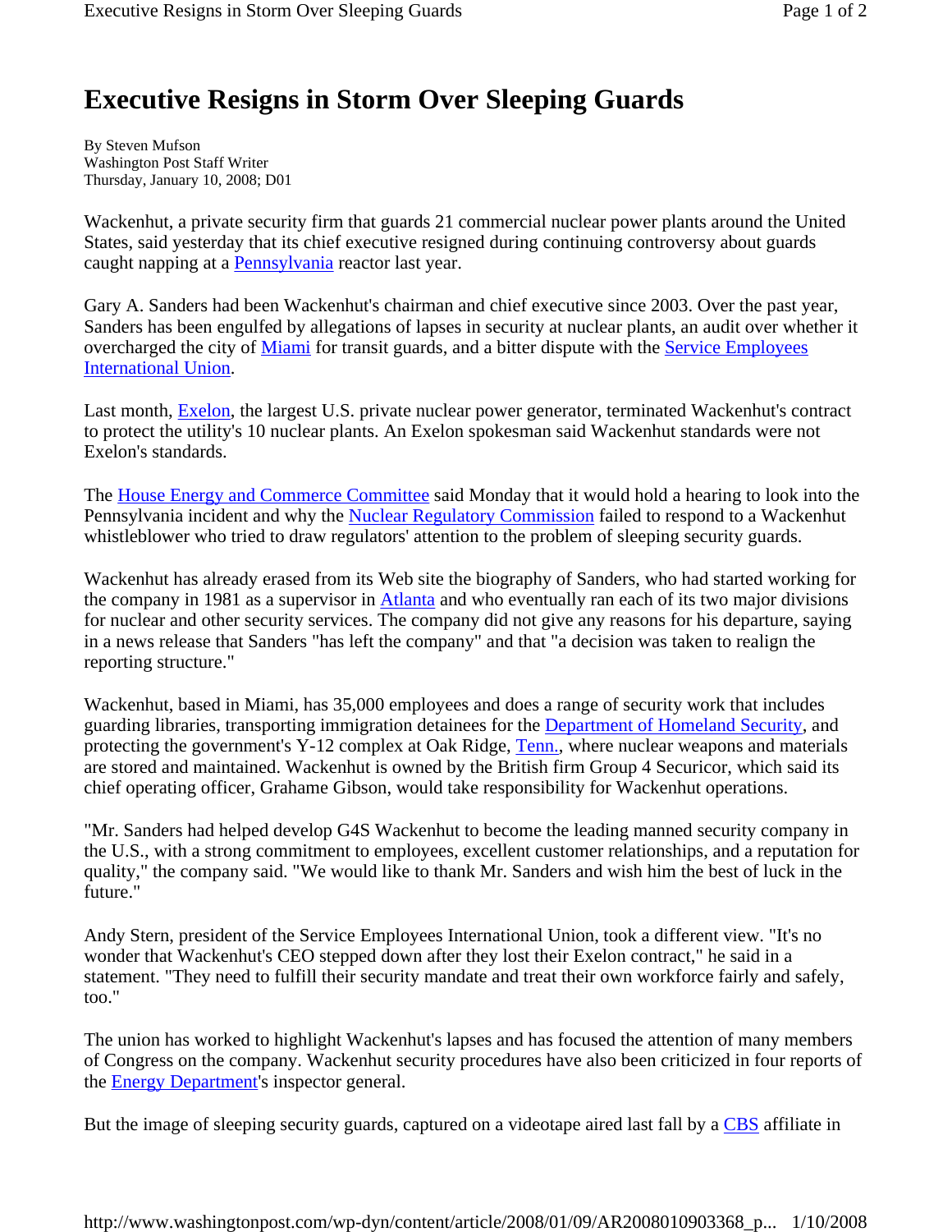# Executive Resigns in Storm Over Sleeping Guards

By Steven Mufson
Washington Post Staff Writer
Thursday, January 10, 2008; D01

Wackenhut, a private security firm that guards 21 commercial nuclear power plants around the United States, said yesterday that its chief executive resigned during continuing controversy about guards caught napping at a Pennsylvania reactor last year.

Gary A. Sanders had been Wackenhut's chairman and chief executive since 2003. Over the past year, Sanders has been engulfed by allegations of lapses in security at nuclear plants, an audit over whether it overcharged the city of Miami for transit guards, and a bitter dispute with the Service Employees International Union.

Last month, Exelon, the largest U.S. private nuclear power generator, terminated Wackenhut's contract to protect the utility's 10 nuclear plants. An Exelon spokesman said Wackenhut standards were not Exelon's standards.

The House Energy and Commerce Committee said Monday that it would hold a hearing to look into the Pennsylvania incident and why the Nuclear Regulatory Commission failed to respond to a Wackenhut whistleblower who tried to draw regulators' attention to the problem of sleeping security guards.

Wackenhut has already erased from its Web site the biography of Sanders, who had started working for the company in 1981 as a supervisor in Atlanta and who eventually ran each of its two major divisions for nuclear and other security services. The company did not give any reasons for his departure, saying in a news release that Sanders "has left the company" and that "a decision was taken to realign the reporting structure."

Wackenhut, based in Miami, has 35,000 employees and does a range of security work that includes guarding libraries, transporting immigration detainees for the Department of Homeland Security, and protecting the government's Y-12 complex at Oak Ridge, Tenn., where nuclear weapons and materials are stored and maintained. Wackenhut is owned by the British firm Group 4 Securicor, which said its chief operating officer, Grahame Gibson, would take responsibility for Wackenhut operations.

"Mr. Sanders had helped develop G4S Wackenhut to become the leading manned security company in the U.S., with a strong commitment to employees, excellent customer relationships, and a reputation for quality," the company said. "We would like to thank Mr. Sanders and wish him the best of luck in the future."

Andy Stern, president of the Service Employees International Union, took a different view. "It's no wonder that Wackenhut's CEO stepped down after they lost their Exelon contract," he said in a statement. "They need to fulfill their security mandate and treat their own workforce fairly and safely, too."

The union has worked to highlight Wackenhut's lapses and has focused the attention of many members of Congress on the company. Wackenhut security procedures have also been criticized in four reports of the Energy Department's inspector general.

But the image of sleeping security guards, captured on a videotape aired last fall by a CBS affiliate in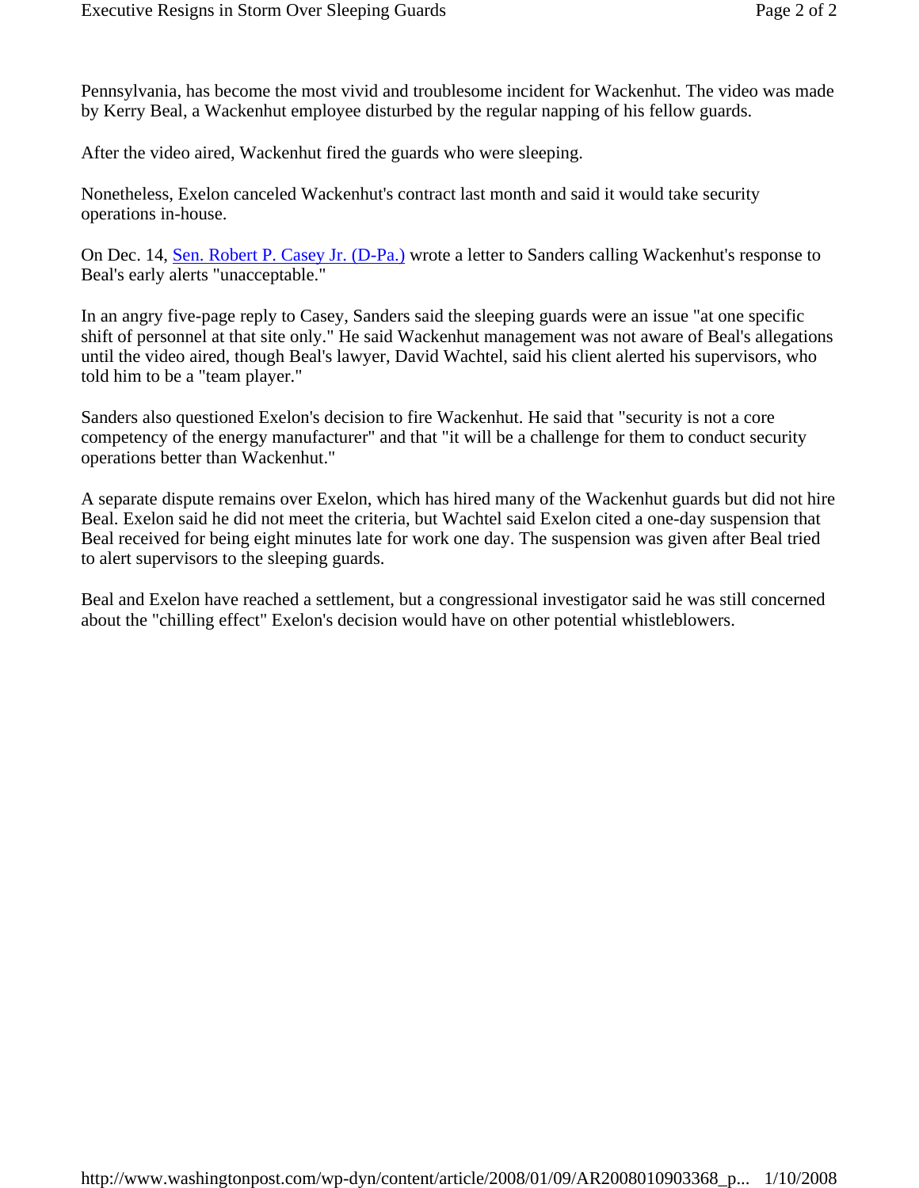Pennsylvania, has become the most vivid and troublesome incident for Wackenhut. The video was made by Kerry Beal, a Wackenhut employee disturbed by the regular napping of his fellow guards.

After the video aired, Wackenhut fired the guards who were sleeping.

Nonetheless, Exelon canceled Wackenhut's contract last month and said it would take security operations in-house.

On Dec. 14, Sen. Robert P. Casey Jr. (D-Pa.) wrote a letter to Sanders calling Wackenhut's response to Beal's early alerts "unacceptable."

In an angry five-page reply to Casey, Sanders said the sleeping guards were an issue "at one specific shift of personnel at that site only." He said Wackenhut management was not aware of Beal's allegations until the video aired, though Beal's lawyer, David Wachtel, said his client alerted his supervisors, who told him to be a "team player."

Sanders also questioned Exelon's decision to fire Wackenhut. He said that "security is not a core competency of the energy manufacturer" and that "it will be a challenge for them to conduct security operations better than Wackenhut."

A separate dispute remains over Exelon, which has hired many of the Wackenhut guards but did not hire Beal. Exelon said he did not meet the criteria, but Wachtel said Exelon cited a one-day suspension that Beal received for being eight minutes late for work one day. The suspension was given after Beal tried to alert supervisors to the sleeping guards.

Beal and Exelon have reached a settlement, but a congressional investigator said he was still concerned about the "chilling effect" Exelon's decision would have on other potential whistleblowers.